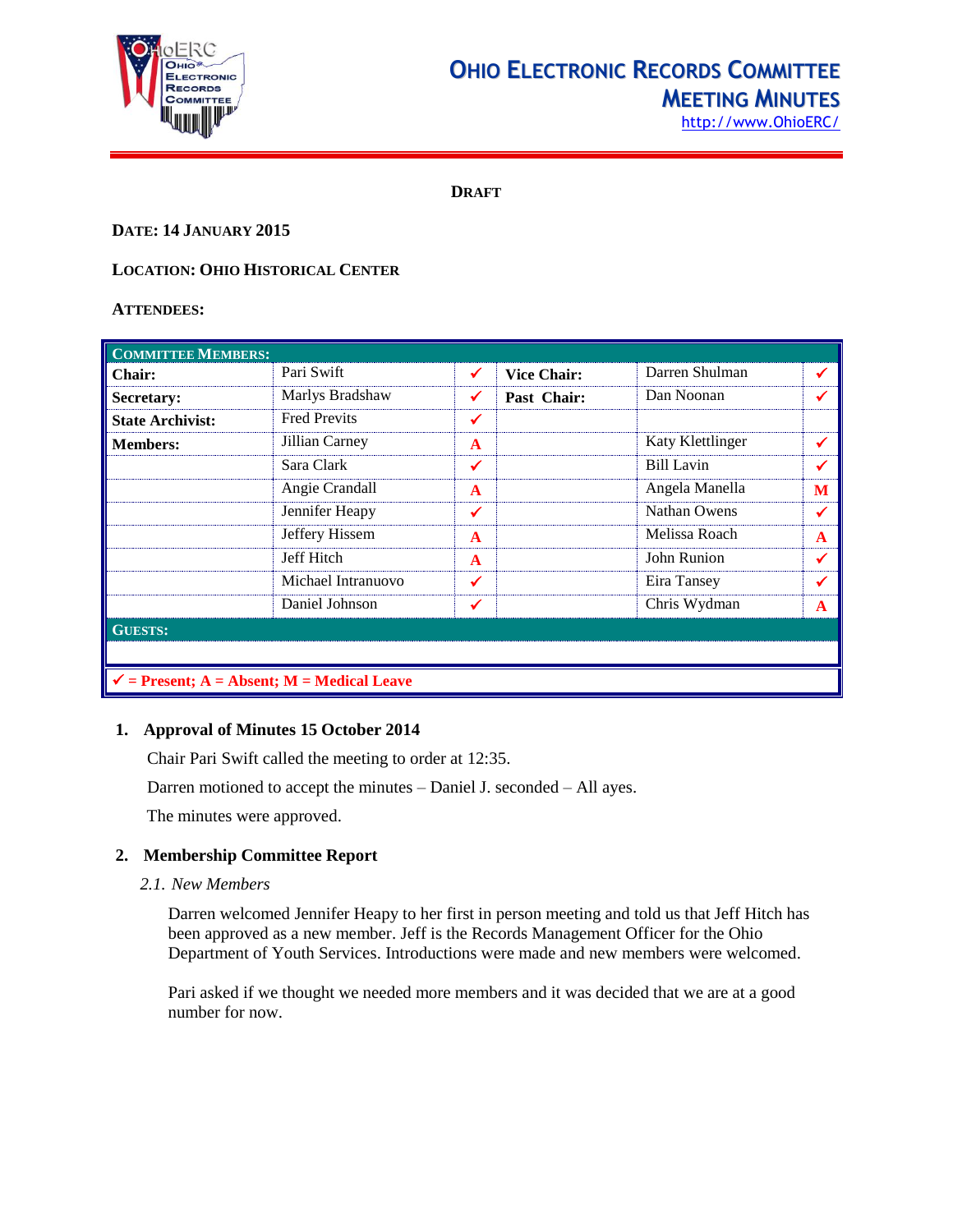# Ohio Electronic Records Committee Meeting Minutes

http://www.OhioERC/

**DRAFT**

**DATE: 14 JANUARY 2015**

**LOCATION: OHIO HISTORICAL CENTER**

**ATTENDEES:**

| **COMMITTEE MEMBERS:** | | | | | |
|---|---|---|---|---|---|
| **Chair:** | Pari Swift | ✓ | **Vice Chair:** | Darren Shulman | ✓ |
| **Secretary:** | Marlys Bradshaw | ✓ | **Past Chair:** | Dan Noonan | ✓ |
| **State Archivist:** | Fred Previts | ✓ | | | |
| **Members:** | Jillian Carney | A | | Katy Klettlinger | ✓ |
| | Sara Clark | ✓ | | Bill Lavin | ✓ |
| | Angie Crandall | A | | Angela Manella | M |
| | Jennifer Heapy | ✓ | | Nathan Owens | ✓ |
| | Jeffery Hissem | A | | Melissa Roach | A |
| | Jeff Hitch | A | | John Runion | ✓ |
| | Michael Intranuovo | ✓ | | Eira Tansey | ✓ |
| | Daniel Johnson | ✓ | | Chris Wydman | A |
| **GUESTS:** | | | | | |
| | | | | | |

**✓ = Present; A = Absent; M = Medical Leave**

## 1. Approval of Minutes 15 October 2014

Chair Pari Swift called the meeting to order at 12:35.

Darren motioned to accept the minutes – Daniel J. seconded – All ayes.

The minutes were approved.

## 2. Membership Committee Report

### *2.1. New Members*

Darren welcomed Jennifer Heapy to her first in person meeting and told us that Jeff Hitch has been approved as a new member. Jeff is the Records Management Officer for the Ohio Department of Youth Services. Introductions were made and new members were welcomed.

Pari asked if we thought we needed more members and it was decided that we are at a good number for now.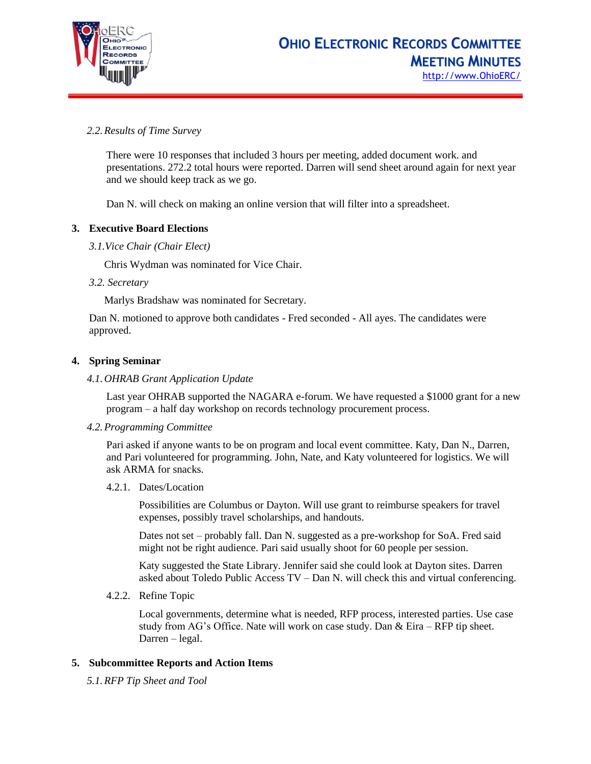### 2.2. *Results of Time Survey*

There were 10 responses that included 3 hours per meeting, added document work. and presentations. 272.2 total hours were reported. Darren will send sheet around again for next year and we should keep track as we go.

Dan N. will check on making an online version that will filter into a spreadsheet.

## 3. Executive Board Elections

### 3.1. *Vice Chair (Chair Elect)*

Chris Wydman was nominated for Vice Chair.

### 3.2. *Secretary*

Marlys Bradshaw was nominated for Secretary.

Dan N. motioned to approve both candidates - Fred seconded - All ayes. The candidates were approved.

## 4. Spring Seminar

### 4.1. *OHRAB Grant Application Update*

Last year OHRAB supported the NAGARA e-forum. We have requested a $1000 grant for a new program – a half day workshop on records technology procurement process.

### 4.2. *Programming Committee*

Pari asked if anyone wants to be on program and local event committee. Katy, Dan N., Darren, and Pari volunteered for programming. John, Nate, and Katy volunteered for logistics. We will ask ARMA for snacks.

#### 4.2.1. Dates/Location

Possibilities are Columbus or Dayton. Will use grant to reimburse speakers for travel expenses, possibly travel scholarships, and handouts.

Dates not set – probably fall. Dan N. suggested as a pre-workshop for SoA. Fred said might not be right audience. Pari said usually shoot for 60 people per session.

Katy suggested the State Library. Jennifer said she could look at Dayton sites. Darren asked about Toledo Public Access TV – Dan N. will check this and virtual conferencing.

#### 4.2.2. Refine Topic

Local governments, determine what is needed, RFP process, interested parties. Use case study from AG's Office. Nate will work on case study. Dan & Eira – RFP tip sheet. Darren – legal.

## 5. Subcommittee Reports and Action Items

### 5.1. *RFP Tip Sheet and Tool*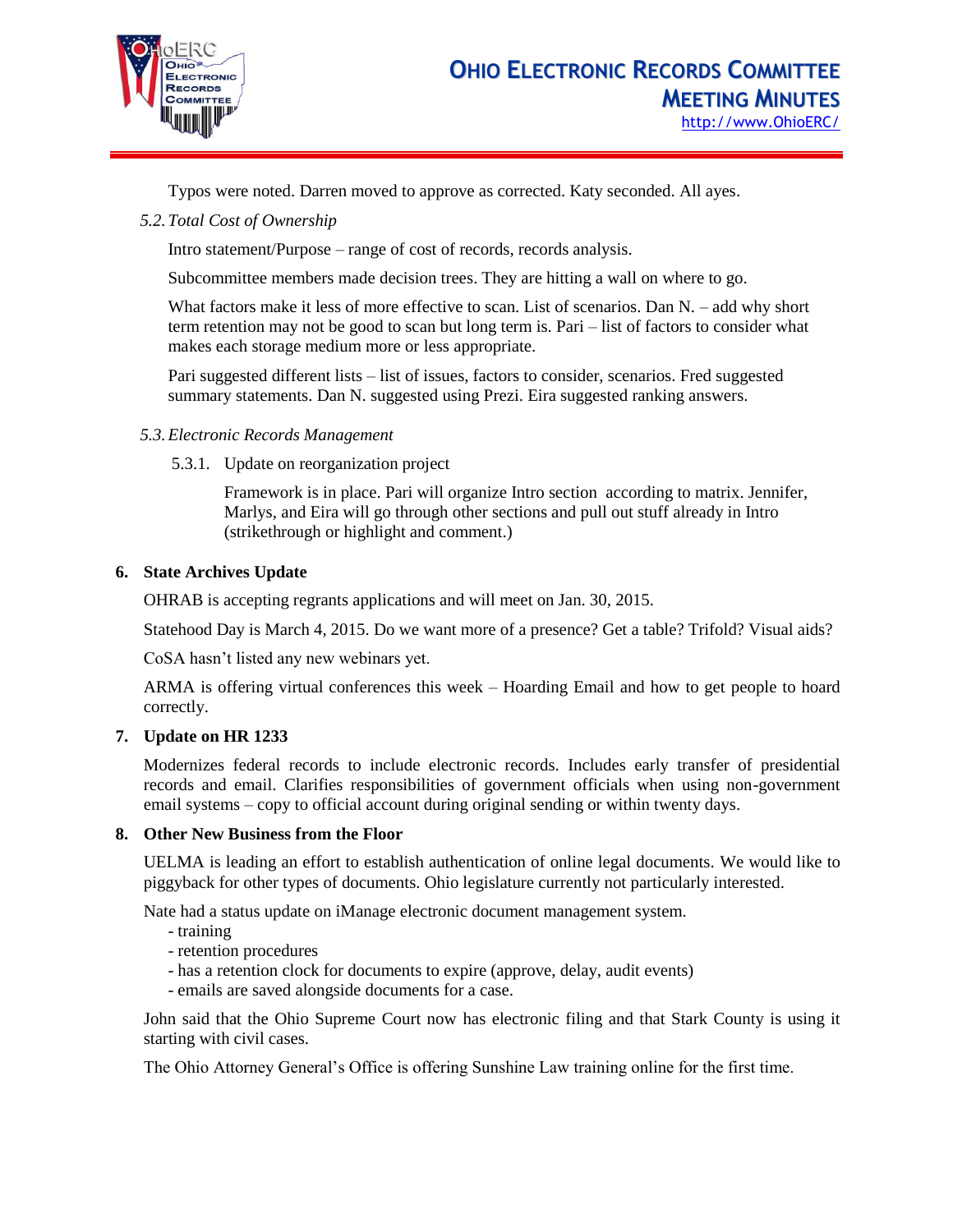Typos were noted. Darren moved to approve as corrected. Katy seconded. All ayes.

*5.2. Total Cost of Ownership*

Intro statement/Purpose – range of cost of records, records analysis.

Subcommittee members made decision trees. They are hitting a wall on where to go.

What factors make it less of more effective to scan. List of scenarios. Dan N. – add why short term retention may not be good to scan but long term is. Pari – list of factors to consider what makes each storage medium more or less appropriate.

Pari suggested different lists – list of issues, factors to consider, scenarios. Fred suggested summary statements. Dan N. suggested using Prezi. Eira suggested ranking answers.

*5.3. Electronic Records Management*

5.3.1. Update on reorganization project

Framework is in place. Pari will organize Intro section according to matrix. Jennifer, Marlys, and Eira will go through other sections and pull out stuff already in Intro (strikethrough or highlight and comment.)

## 6. State Archives Update

OHRAB is accepting regrants applications and will meet on Jan. 30, 2015.

Statehood Day is March 4, 2015. Do we want more of a presence? Get a table? Trifold? Visual aids?

CoSA hasn't listed any new webinars yet.

ARMA is offering virtual conferences this week – Hoarding Email and how to get people to hoard correctly.

## 7. Update on HR 1233

Modernizes federal records to include electronic records. Includes early transfer of presidential records and email. Clarifies responsibilities of government officials when using non-government email systems – copy to official account during original sending or within twenty days.

## 8. Other New Business from the Floor

UELMA is leading an effort to establish authentication of online legal documents. We would like to piggyback for other types of documents. Ohio legislature currently not particularly interested.

Nate had a status update on iManage electronic document management system.

- training
- retention procedures
- has a retention clock for documents to expire (approve, delay, audit events)
- emails are saved alongside documents for a case.

John said that the Ohio Supreme Court now has electronic filing and that Stark County is using it starting with civil cases.

The Ohio Attorney General's Office is offering Sunshine Law training online for the first time.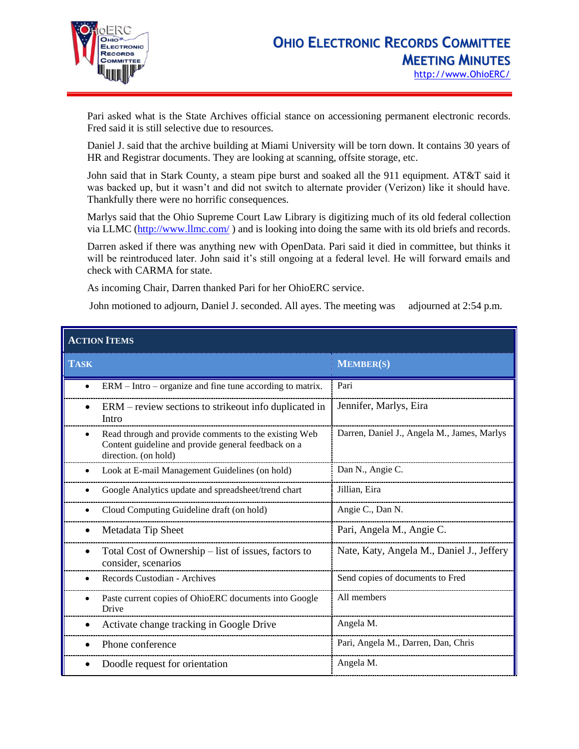Pari asked what is the State Archives official stance on accessioning permanent electronic records. Fred said it is still selective due to resources.

Daniel J. said that the archive building at Miami University will be torn down. It contains 30 years of HR and Registrar documents. They are looking at scanning, offsite storage, etc.

John said that in Stark County, a steam pipe burst and soaked all the 911 equipment. AT&T said it was backed up, but it wasn't and did not switch to alternate provider (Verizon) like it should have. Thankfully there were no horrific consequences.

Marlys said that the Ohio Supreme Court Law Library is digitizing much of its old federal collection via LLMC (http://www.llmc.com/ ) and is looking into doing the same with its old briefs and records.

Darren asked if there was anything new with OpenData. Pari said it died in committee, but thinks it will be reintroduced later. John said it's still ongoing at a federal level. He will forward emails and check with CARMA for state.

As incoming Chair, Darren thanked Pari for her OhioERC service.

John motioned to adjourn, Daniel J. seconded. All ayes. The meeting was adjourned at 2:54 p.m.

| **Action Items** | |
|---|---|
| **Task** | **Member(s)** |
| • ERM – Intro – organize and fine tune according to matrix. | Pari |
| • ERM – review sections to strikeout info duplicated in Intro | Jennifer, Marlys, Eira |
| • Read through and provide comments to the existing Web Content guideline and provide general feedback on a direction. (on hold) | Darren, Daniel J., Angela M., James, Marlys |
| • Look at E-mail Management Guidelines (on hold) | Dan N., Angie C. |
| • Google Analytics update and spreadsheet/trend chart | Jillian, Eira |
| • Cloud Computing Guideline draft (on hold) | Angie C., Dan N. |
| • Metadata Tip Sheet | Pari, Angela M., Angie C. |
| • Total Cost of Ownership – list of issues, factors to consider, scenarios | Nate, Katy, Angela M., Daniel J., Jeffery |
| • Records Custodian - Archives | Send copies of documents to Fred |
| • Paste current copies of OhioERC documents into Google Drive | All members |
| • Activate change tracking in Google Drive | Angela M. |
| • Phone conference | Pari, Angela M., Darren, Dan, Chris |
| • Doodle request for orientation | Angela M. |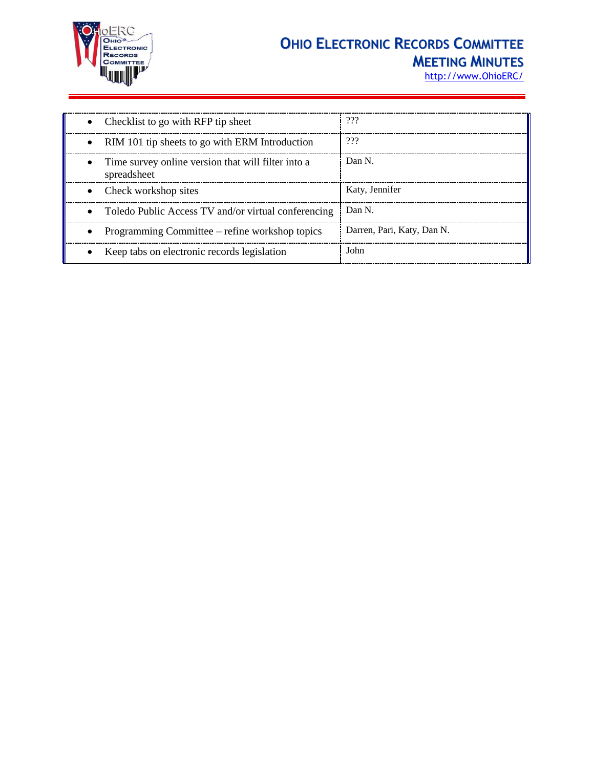| | |
|---|---|
| • Checklist to go with RFP tip sheet | ??? |
| • RIM 101 tip sheets to go with ERM Introduction | ??? |
| • Time survey online version that will filter into a spreadsheet | Dan N. |
| • Check workshop sites | Katy, Jennifer |
| • Toledo Public Access TV and/or virtual conferencing | Dan N. |
| • Programming Committee – refine workshop topics | Darren, Pari, Katy, Dan N. |
| • Keep tabs on electronic records legislation | John |